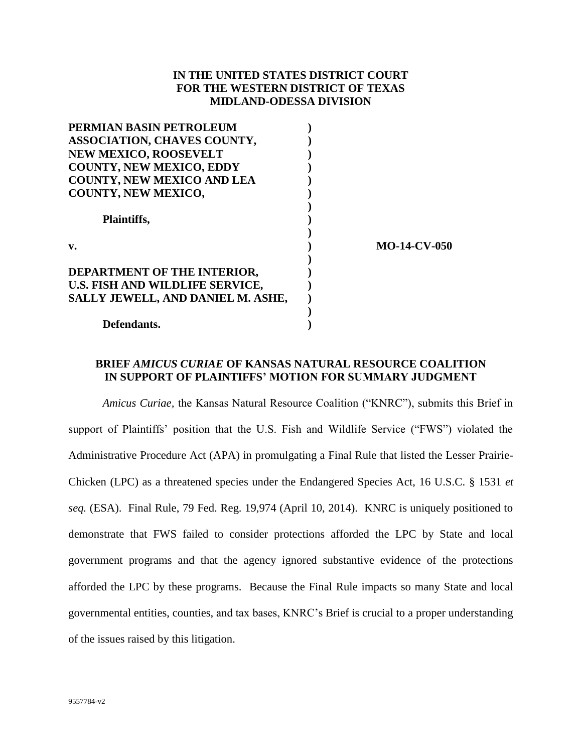**IN THE UNITED STATES DISTRICT COURT**
**FOR THE WESTERN DISTRICT OF TEXAS**
**MIDLAND-ODESSA DIVISION**

| | | |
|---|---|---|
| **PERMIAN BASIN PETROLEUM ASSOCIATION, CHAVES COUNTY, NEW MEXICO, ROOSEVELT COUNTY, NEW MEXICO, EDDY COUNTY, NEW MEXICO AND LEA COUNTY, NEW MEXICO,** | **)** | |
| **Plaintiffs,** | **)** | |
| **v.** | **)** | **MO-14-CV-050** |
| **DEPARTMENT OF THE INTERIOR, U.S. FISH AND WILDLIFE SERVICE, SALLY JEWELL, AND DANIEL M. ASHE,** | **)** | |
| **Defendants.** | **)** | |

**BRIEF *AMICUS CURIAE* OF KANSAS NATURAL RESOURCE COALITION IN SUPPORT OF PLAINTIFFS' MOTION FOR SUMMARY JUDGMENT**

*Amicus Curiae*, the Kansas Natural Resource Coalition ("KNRC"), submits this Brief in support of Plaintiffs' position that the U.S. Fish and Wildlife Service ("FWS") violated the Administrative Procedure Act (APA) in promulgating a Final Rule that listed the Lesser Prairie-Chicken (LPC) as a threatened species under the Endangered Species Act, 16 U.S.C. § 1531 *et seq.* (ESA). Final Rule, 79 Fed. Reg. 19,974 (April 10, 2014). KNRC is uniquely positioned to demonstrate that FWS failed to consider protections afforded the LPC by State and local government programs and that the agency ignored substantive evidence of the protections afforded the LPC by these programs. Because the Final Rule impacts so many State and local governmental entities, counties, and tax bases, KNRC's Brief is crucial to a proper understanding of the issues raised by this litigation.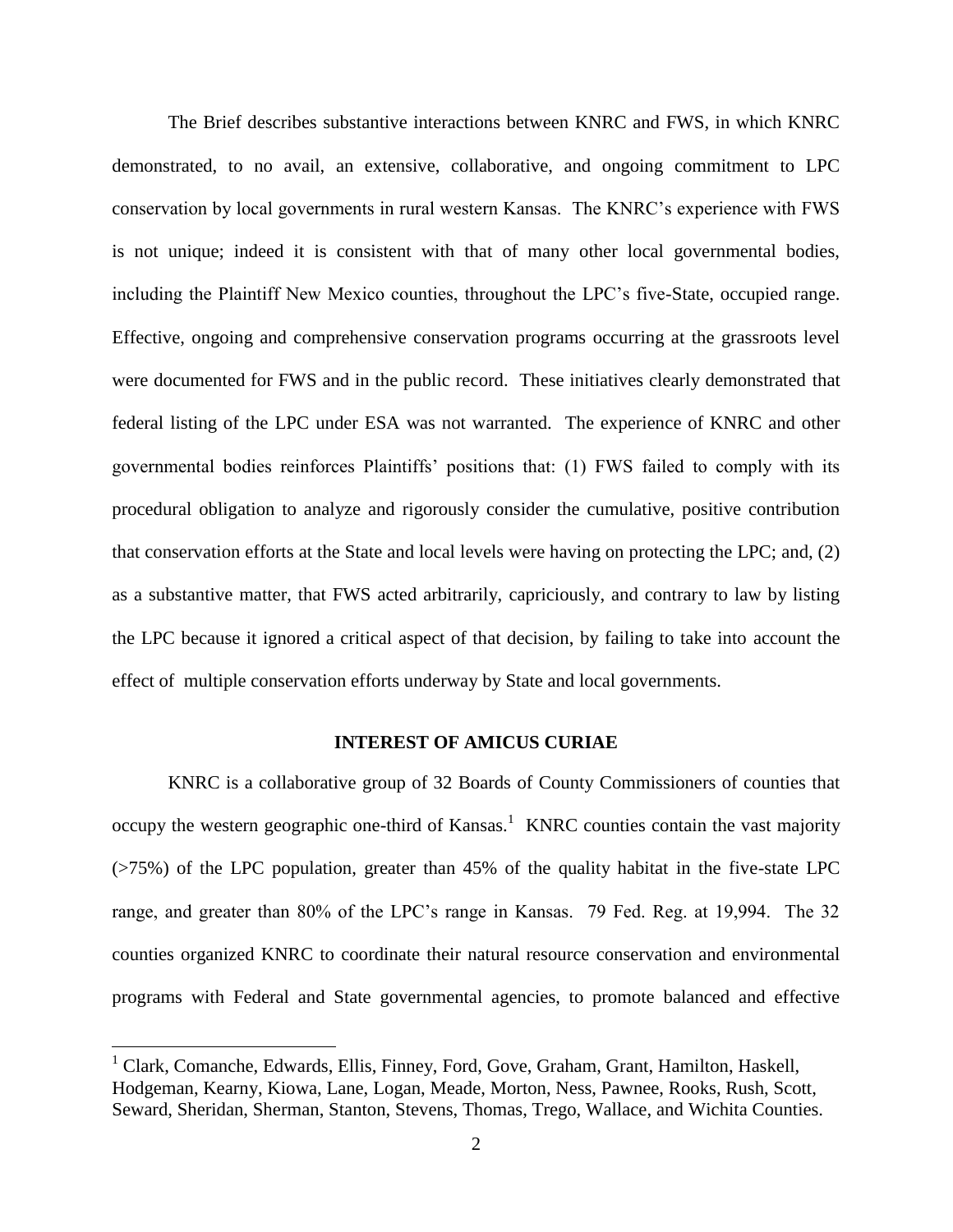The Brief describes substantive interactions between KNRC and FWS, in which KNRC demonstrated, to no avail, an extensive, collaborative, and ongoing commitment to LPC conservation by local governments in rural western Kansas. The KNRC's experience with FWS is not unique; indeed it is consistent with that of many other local governmental bodies, including the Plaintiff New Mexico counties, throughout the LPC's five-State, occupied range. Effective, ongoing and comprehensive conservation programs occurring at the grassroots level were documented for FWS and in the public record. These initiatives clearly demonstrated that federal listing of the LPC under ESA was not warranted. The experience of KNRC and other governmental bodies reinforces Plaintiffs' positions that: (1) FWS failed to comply with its procedural obligation to analyze and rigorously consider the cumulative, positive contribution that conservation efforts at the State and local levels were having on protecting the LPC; and, (2) as a substantive matter, that FWS acted arbitrarily, capriciously, and contrary to law by listing the LPC because it ignored a critical aspect of that decision, by failing to take into account the effect of multiple conservation efforts underway by State and local governments.

## INTEREST OF AMICUS CURIAE

KNRC is a collaborative group of 32 Boards of County Commissioners of counties that occupy the western geographic one-third of Kansas.[1] KNRC counties contain the vast majority (>75%) of the LPC population, greater than 45% of the quality habitat in the five-state LPC range, and greater than 80% of the LPC's range in Kansas. 79 Fed. Reg. at 19,994. The 32 counties organized KNRC to coordinate their natural resource conservation and environmental programs with Federal and State governmental agencies, to promote balanced and effective

[1] Clark, Comanche, Edwards, Ellis, Finney, Ford, Gove, Graham, Grant, Hamilton, Haskell, Hodgeman, Kearny, Kiowa, Lane, Logan, Meade, Morton, Ness, Pawnee, Rooks, Rush, Scott, Seward, Sheridan, Sherman, Stanton, Stevens, Thomas, Trego, Wallace, and Wichita Counties.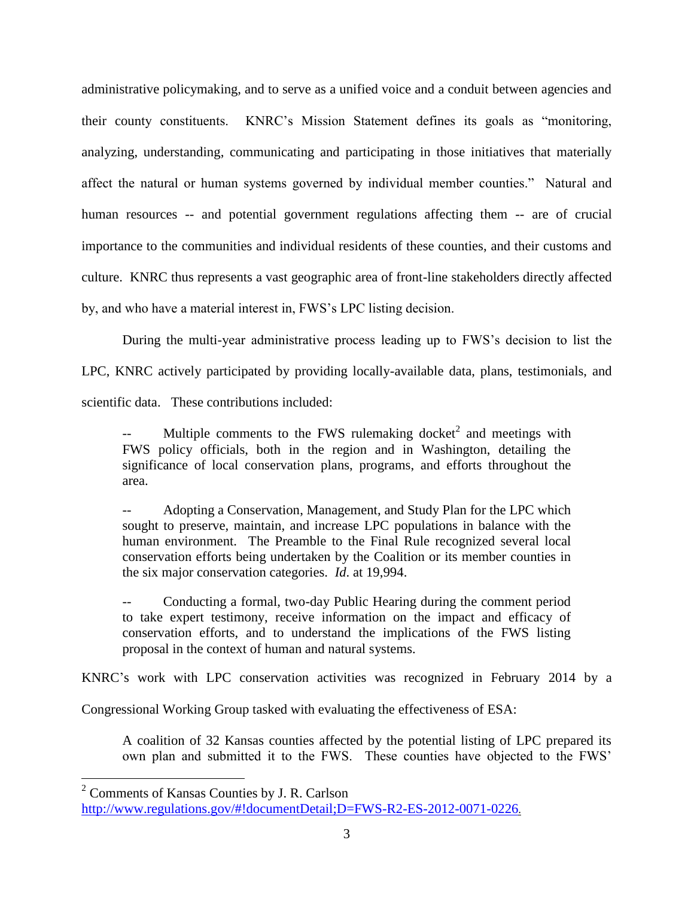administrative policymaking, and to serve as a unified voice and a conduit between agencies and their county constituents. KNRC's Mission Statement defines its goals as "monitoring, analyzing, understanding, communicating and participating in those initiatives that materially affect the natural or human systems governed by individual member counties." Natural and human resources -- and potential government regulations affecting them -- are of crucial importance to the communities and individual residents of these counties, and their customs and culture. KNRC thus represents a vast geographic area of front-line stakeholders directly affected by, and who have a material interest in, FWS's LPC listing decision.

During the multi-year administrative process leading up to FWS's decision to list the LPC, KNRC actively participated by providing locally-available data, plans, testimonials, and scientific data. These contributions included:

> -- Multiple comments to the FWS rulemaking docket[2] and meetings with FWS policy officials, both in the region and in Washington, detailing the significance of local conservation plans, programs, and efforts throughout the area.
>
> -- Adopting a Conservation, Management, and Study Plan for the LPC which sought to preserve, maintain, and increase LPC populations in balance with the human environment. The Preamble to the Final Rule recognized several local conservation efforts being undertaken by the Coalition or its member counties in the six major conservation categories. *Id.* at 19,994.
>
> -- Conducting a formal, two-day Public Hearing during the comment period to take expert testimony, receive information on the impact and efficacy of conservation efforts, and to understand the implications of the FWS listing proposal in the context of human and natural systems.

KNRC's work with LPC conservation activities was recognized in February 2014 by a Congressional Working Group tasked with evaluating the effectiveness of ESA:

> A coalition of 32 Kansas counties affected by the potential listing of LPC prepared its own plan and submitted it to the FWS. These counties have objected to the FWS'

---

[2] Comments of Kansas Counties by J. R. Carlson http://www.regulations.gov/#!documentDetail;D=FWS-R2-ES-2012-0071-0226.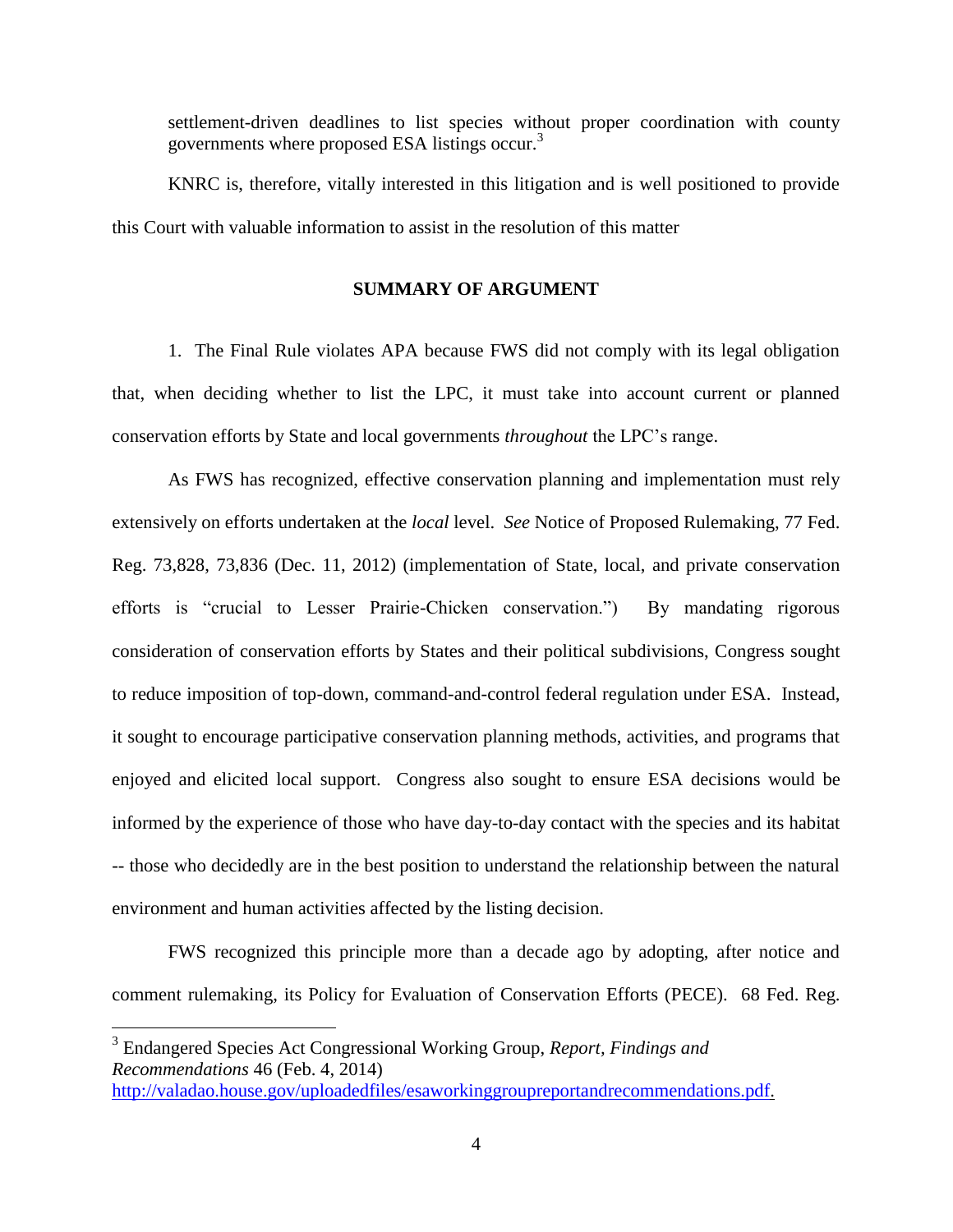settlement-driven deadlines to list species without proper coordination with county governments where proposed ESA listings occur.[3]

KNRC is, therefore, vitally interested in this litigation and is well positioned to provide this Court with valuable information to assist in the resolution of this matter

## SUMMARY OF ARGUMENT

1. The Final Rule violates APA because FWS did not comply with its legal obligation that, when deciding whether to list the LPC, it must take into account current or planned conservation efforts by State and local governments *throughout* the LPC's range.

As FWS has recognized, effective conservation planning and implementation must rely extensively on efforts undertaken at the *local* level. *See* Notice of Proposed Rulemaking, 77 Fed. Reg. 73,828, 73,836 (Dec. 11, 2012) (implementation of State, local, and private conservation efforts is "crucial to Lesser Prairie-Chicken conservation.") By mandating rigorous consideration of conservation efforts by States and their political subdivisions, Congress sought to reduce imposition of top-down, command-and-control federal regulation under ESA. Instead, it sought to encourage participative conservation planning methods, activities, and programs that enjoyed and elicited local support. Congress also sought to ensure ESA decisions would be informed by the experience of those who have day-to-day contact with the species and its habitat -- those who decidedly are in the best position to understand the relationship between the natural environment and human activities affected by the listing decision.

FWS recognized this principle more than a decade ago by adopting, after notice and comment rulemaking, its Policy for Evaluation of Conservation Efforts (PECE). 68 Fed. Reg.

---

[3] Endangered Species Act Congressional Working Group, *Report, Findings and Recommendations* 46 (Feb. 4, 2014) http://valadao.house.gov/uploadedfiles/esaworkinggroupreportandrecommendations.pdf.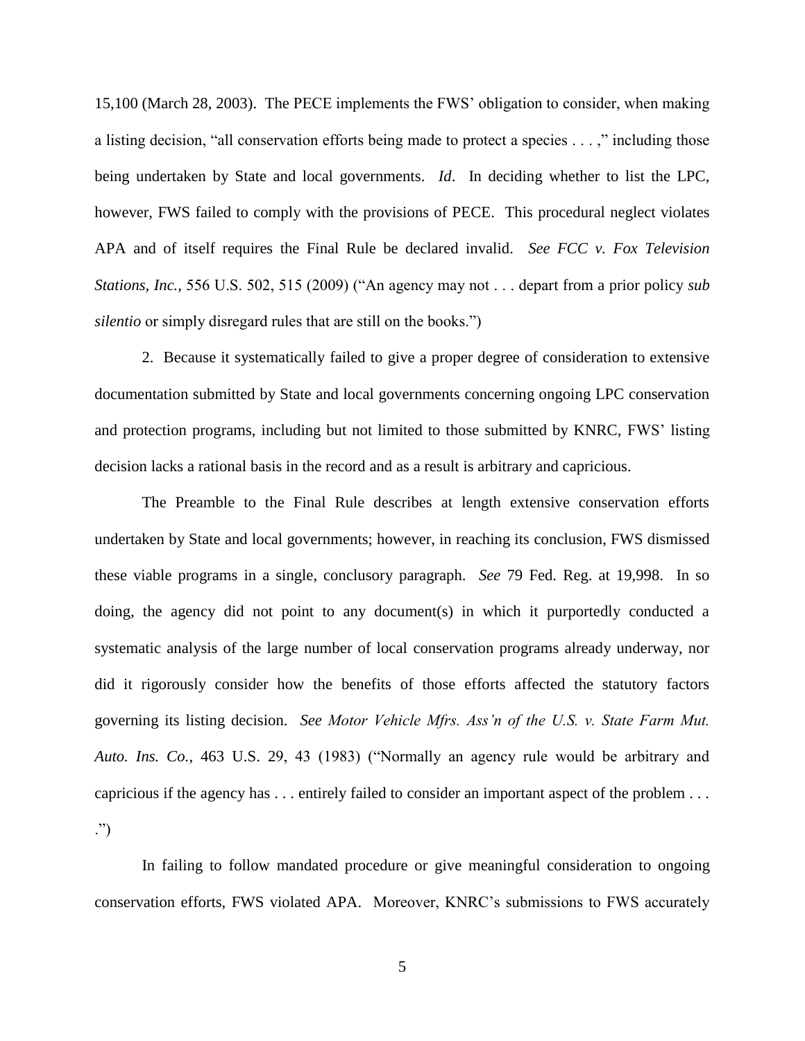15,100 (March 28, 2003). The PECE implements the FWS' obligation to consider, when making a listing decision, "all conservation efforts being made to protect a species . . . ," including those being undertaken by State and local governments. *Id*. In deciding whether to list the LPC, however, FWS failed to comply with the provisions of PECE. This procedural neglect violates APA and of itself requires the Final Rule be declared invalid. *See FCC v. Fox Television Stations, Inc.*, 556 U.S. 502, 515 (2009) ("An agency may not . . . depart from a prior policy *sub silentio* or simply disregard rules that are still on the books.")

2. Because it systematically failed to give a proper degree of consideration to extensive documentation submitted by State and local governments concerning ongoing LPC conservation and protection programs, including but not limited to those submitted by KNRC, FWS' listing decision lacks a rational basis in the record and as a result is arbitrary and capricious.

The Preamble to the Final Rule describes at length extensive conservation efforts undertaken by State and local governments; however, in reaching its conclusion, FWS dismissed these viable programs in a single, conclusory paragraph. *See* 79 Fed. Reg. at 19,998. In so doing, the agency did not point to any document(s) in which it purportedly conducted a systematic analysis of the large number of local conservation programs already underway, nor did it rigorously consider how the benefits of those efforts affected the statutory factors governing its listing decision. *See Motor Vehicle Mfrs. Ass'n of the U.S. v. State Farm Mut. Auto. Ins. Co.*, 463 U.S. 29, 43 (1983) ("Normally an agency rule would be arbitrary and capricious if the agency has . . . entirely failed to consider an important aspect of the problem . . . .")

In failing to follow mandated procedure or give meaningful consideration to ongoing conservation efforts, FWS violated APA. Moreover, KNRC's submissions to FWS accurately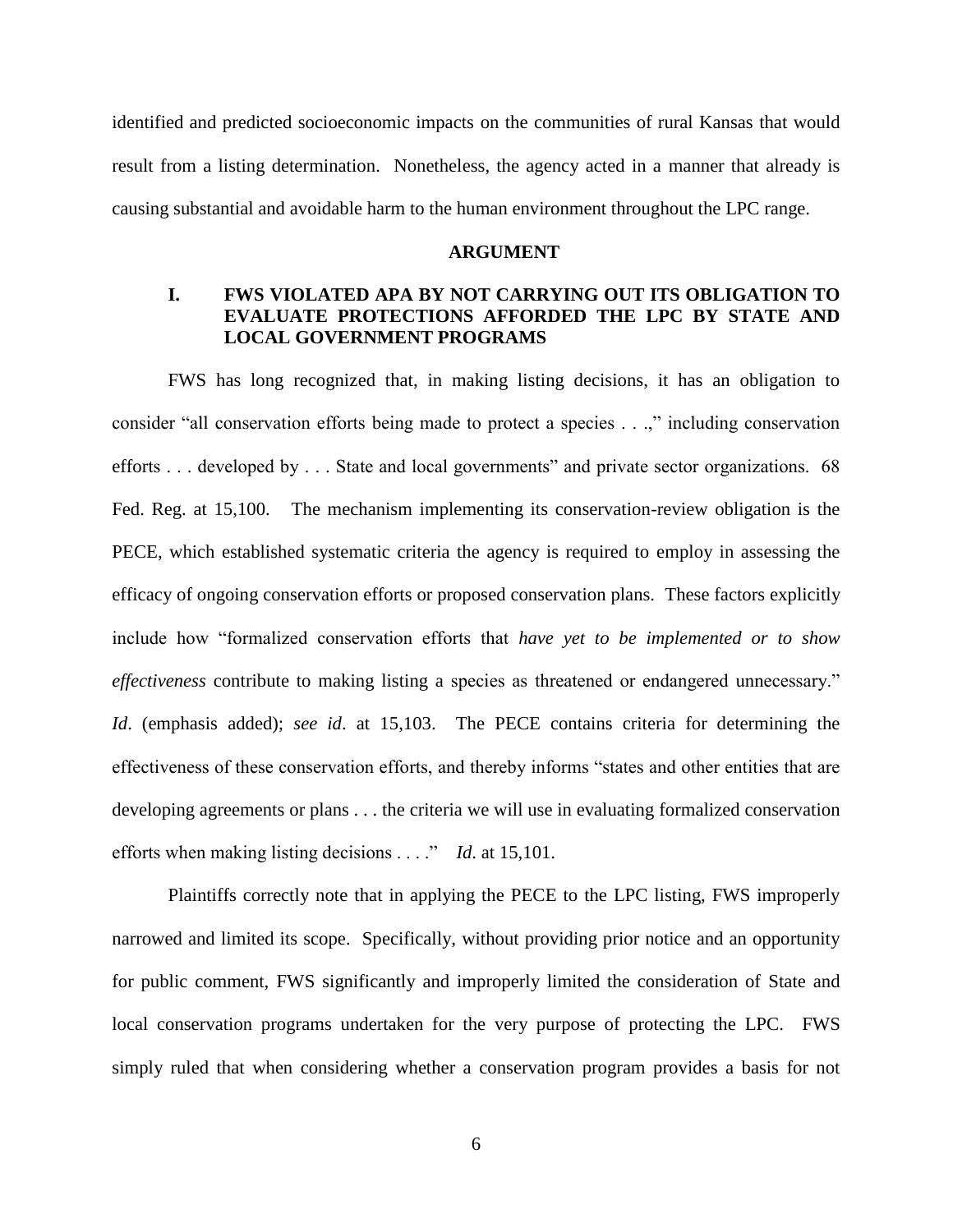identified and predicted socioeconomic impacts on the communities of rural Kansas that would result from a listing determination. Nonetheless, the agency acted in a manner that already is causing substantial and avoidable harm to the human environment throughout the LPC range.

## ARGUMENT

### I. FWS VIOLATED APA BY NOT CARRYING OUT ITS OBLIGATION TO EVALUATE PROTECTIONS AFFORDED THE LPC BY STATE AND LOCAL GOVERNMENT PROGRAMS

FWS has long recognized that, in making listing decisions, it has an obligation to consider "all conservation efforts being made to protect a species . . .," including conservation efforts . . . developed by . . . State and local governments" and private sector organizations. 68 Fed. Reg. at 15,100. The mechanism implementing its conservation-review obligation is the PECE, which established systematic criteria the agency is required to employ in assessing the efficacy of ongoing conservation efforts or proposed conservation plans. These factors explicitly include how "formalized conservation efforts that *have yet to be implemented or to show effectiveness* contribute to making listing a species as threatened or endangered unnecessary." *Id*. (emphasis added); *see id*. at 15,103. The PECE contains criteria for determining the effectiveness of these conservation efforts, and thereby informs "states and other entities that are developing agreements or plans . . . the criteria we will use in evaluating formalized conservation efforts when making listing decisions . . . ." *Id*. at 15,101.

Plaintiffs correctly note that in applying the PECE to the LPC listing, FWS improperly narrowed and limited its scope. Specifically, without providing prior notice and an opportunity for public comment, FWS significantly and improperly limited the consideration of State and local conservation programs undertaken for the very purpose of protecting the LPC. FWS simply ruled that when considering whether a conservation program provides a basis for not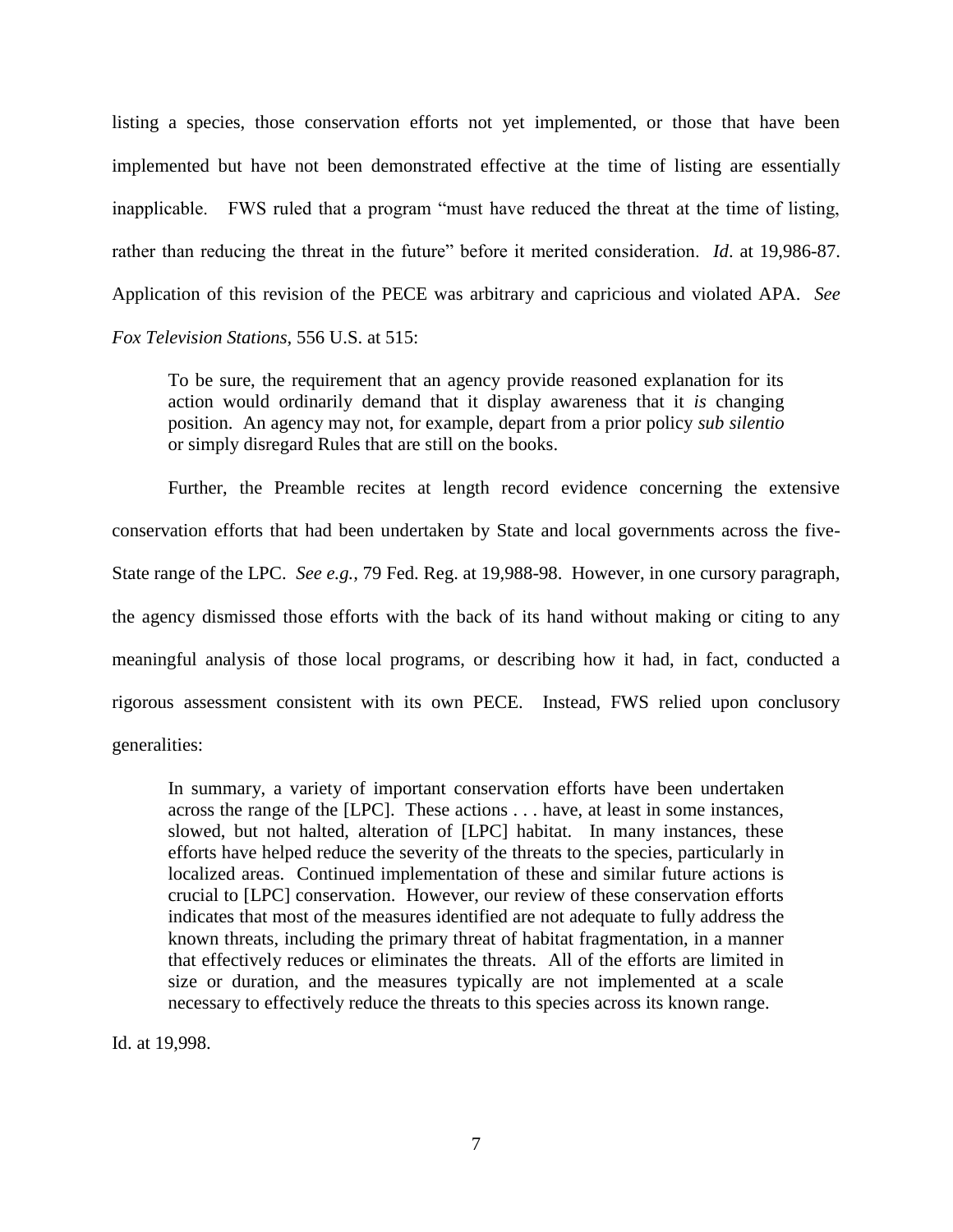listing a species, those conservation efforts not yet implemented, or those that have been implemented but have not been demonstrated effective at the time of listing are essentially inapplicable. FWS ruled that a program "must have reduced the threat at the time of listing, rather than reducing the threat in the future" before it merited consideration. *Id*. at 19,986-87. Application of this revision of the PECE was arbitrary and capricious and violated APA. *See Fox Television Stations*, 556 U.S. at 515:

> To be sure, the requirement that an agency provide reasoned explanation for its action would ordinarily demand that it display awareness that it *is* changing position. An agency may not, for example, depart from a prior policy *sub silentio* or simply disregard Rules that are still on the books.

Further, the Preamble recites at length record evidence concerning the extensive conservation efforts that had been undertaken by State and local governments across the five-State range of the LPC. *See e.g.*, 79 Fed. Reg. at 19,988-98. However, in one cursory paragraph, the agency dismissed those efforts with the back of its hand without making or citing to any meaningful analysis of those local programs, or describing how it had, in fact, conducted a rigorous assessment consistent with its own PECE. Instead, FWS relied upon conclusory generalities:

> In summary, a variety of important conservation efforts have been undertaken across the range of the [LPC]. These actions . . . have, at least in some instances, slowed, but not halted, alteration of [LPC] habitat. In many instances, these efforts have helped reduce the severity of the threats to the species, particularly in localized areas. Continued implementation of these and similar future actions is crucial to [LPC] conservation. However, our review of these conservation efforts indicates that most of the measures identified are not adequate to fully address the known threats, including the primary threat of habitat fragmentation, in a manner that effectively reduces or eliminates the threats. All of the efforts are limited in size or duration, and the measures typically are not implemented at a scale necessary to effectively reduce the threats to this species across its known range.

Id. at 19,998.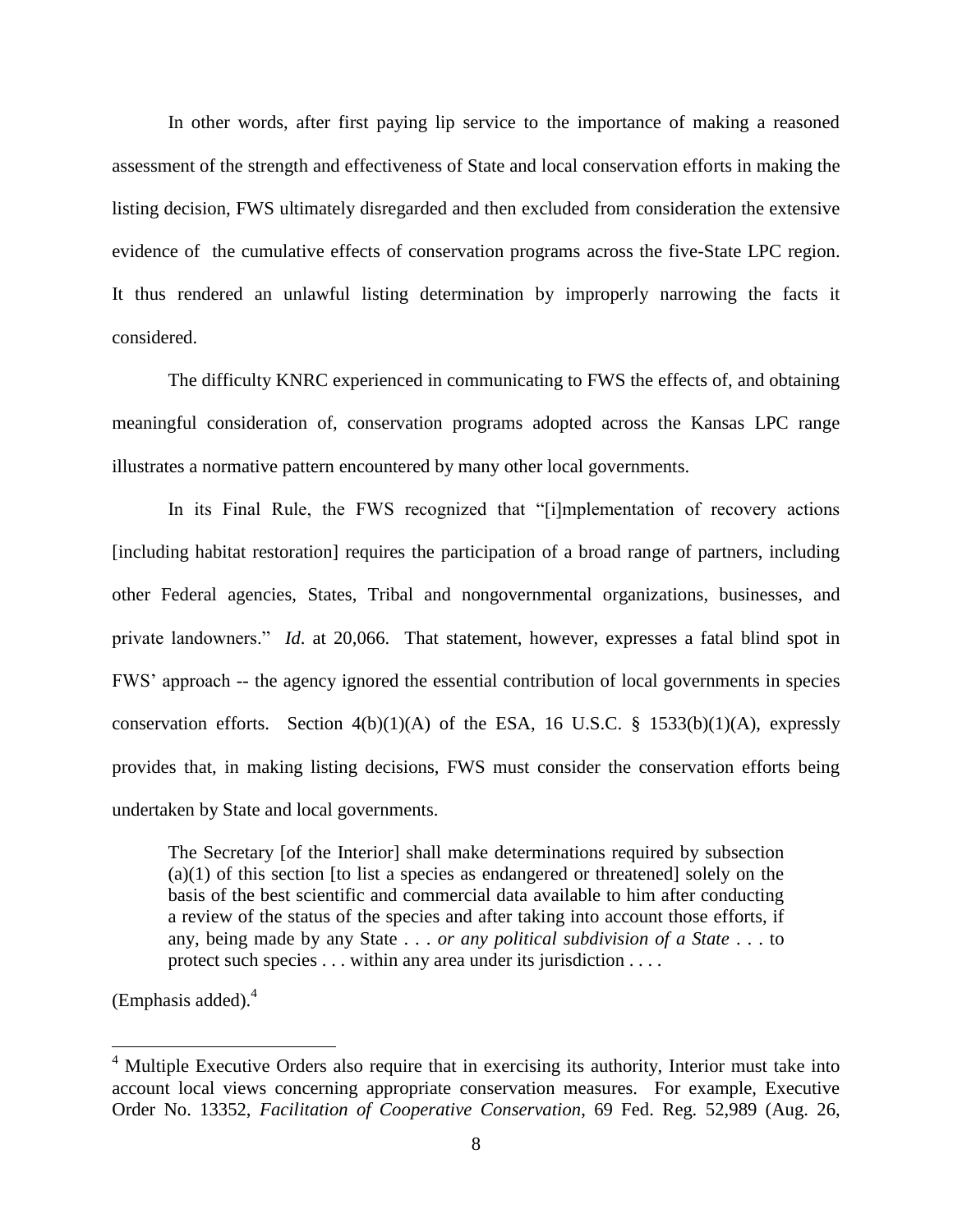In other words, after first paying lip service to the importance of making a reasoned assessment of the strength and effectiveness of State and local conservation efforts in making the listing decision, FWS ultimately disregarded and then excluded from consideration the extensive evidence of the cumulative effects of conservation programs across the five-State LPC region. It thus rendered an unlawful listing determination by improperly narrowing the facts it considered.

The difficulty KNRC experienced in communicating to FWS the effects of, and obtaining meaningful consideration of, conservation programs adopted across the Kansas LPC range illustrates a normative pattern encountered by many other local governments.

In its Final Rule, the FWS recognized that "[i]mplementation of recovery actions [including habitat restoration] requires the participation of a broad range of partners, including other Federal agencies, States, Tribal and nongovernmental organizations, businesses, and private landowners." *Id.* at 20,066. That statement, however, expresses a fatal blind spot in FWS' approach -- the agency ignored the essential contribution of local governments in species conservation efforts. Section 4(b)(1)(A) of the ESA, 16 U.S.C. § 1533(b)(1)(A), expressly provides that, in making listing decisions, FWS must consider the conservation efforts being undertaken by State and local governments.

> The Secretary [of the Interior] shall make determinations required by subsection (a)(1) of this section [to list a species as endangered or threatened] solely on the basis of the best scientific and commercial data available to him after conducting a review of the status of the species and after taking into account those efforts, if any, being made by any State . . . *or any political subdivision of a State* . . . to protect such species . . . within any area under its jurisdiction . . . .

(Emphasis added).[4]

[4] Multiple Executive Orders also require that in exercising its authority, Interior must take into account local views concerning appropriate conservation measures. For example, Executive Order No. 13352, *Facilitation of Cooperative Conservation*, 69 Fed. Reg. 52,989 (Aug. 26,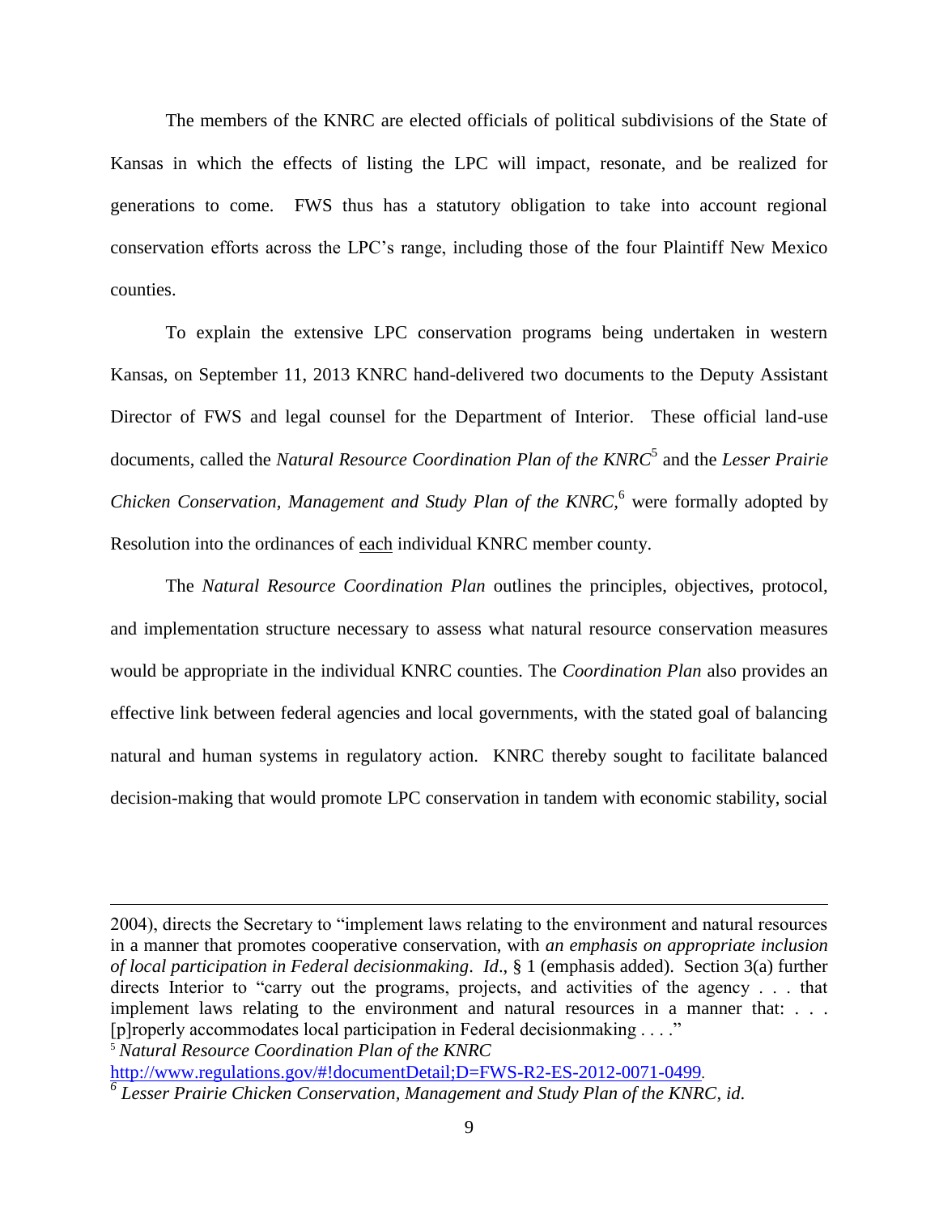The members of the KNRC are elected officials of political subdivisions of the State of Kansas in which the effects of listing the LPC will impact, resonate, and be realized for generations to come. FWS thus has a statutory obligation to take into account regional conservation efforts across the LPC's range, including those of the four Plaintiff New Mexico counties.

To explain the extensive LPC conservation programs being undertaken in western Kansas, on September 11, 2013 KNRC hand-delivered two documents to the Deputy Assistant Director of FWS and legal counsel for the Department of Interior. These official land-use documents, called the *Natural Resource Coordination Plan of the KNRC*[5] and the *Lesser Prairie Chicken Conservation, Management and Study Plan of the KNRC,*[6] were formally adopted by Resolution into the ordinances of each individual KNRC member county.

The *Natural Resource Coordination Plan* outlines the principles, objectives, protocol, and implementation structure necessary to assess what natural resource conservation measures would be appropriate in the individual KNRC counties. The *Coordination Plan* also provides an effective link between federal agencies and local governments, with the stated goal of balancing natural and human systems in regulatory action. KNRC thereby sought to facilitate balanced decision-making that would promote LPC conservation in tandem with economic stability, social

---

2004), directs the Secretary to "implement laws relating to the environment and natural resources in a manner that promotes cooperative conservation, with *an emphasis on appropriate inclusion of local participation in Federal decisionmaking*. *Id*., § 1 (emphasis added). Section 3(a) further directs Interior to "carry out the programs, projects, and activities of the agency . . . that implement laws relating to the environment and natural resources in a manner that: . . . [p]roperly accommodates local participation in Federal decisionmaking . . . ."

[5] *Natural Resource Coordination Plan of the KNRC* http://www.regulations.gov/#!documentDetail;D=FWS-R2-ES-2012-0071-0499.

[6] *Lesser Prairie Chicken Conservation, Management and Study Plan of the KNRC, id.*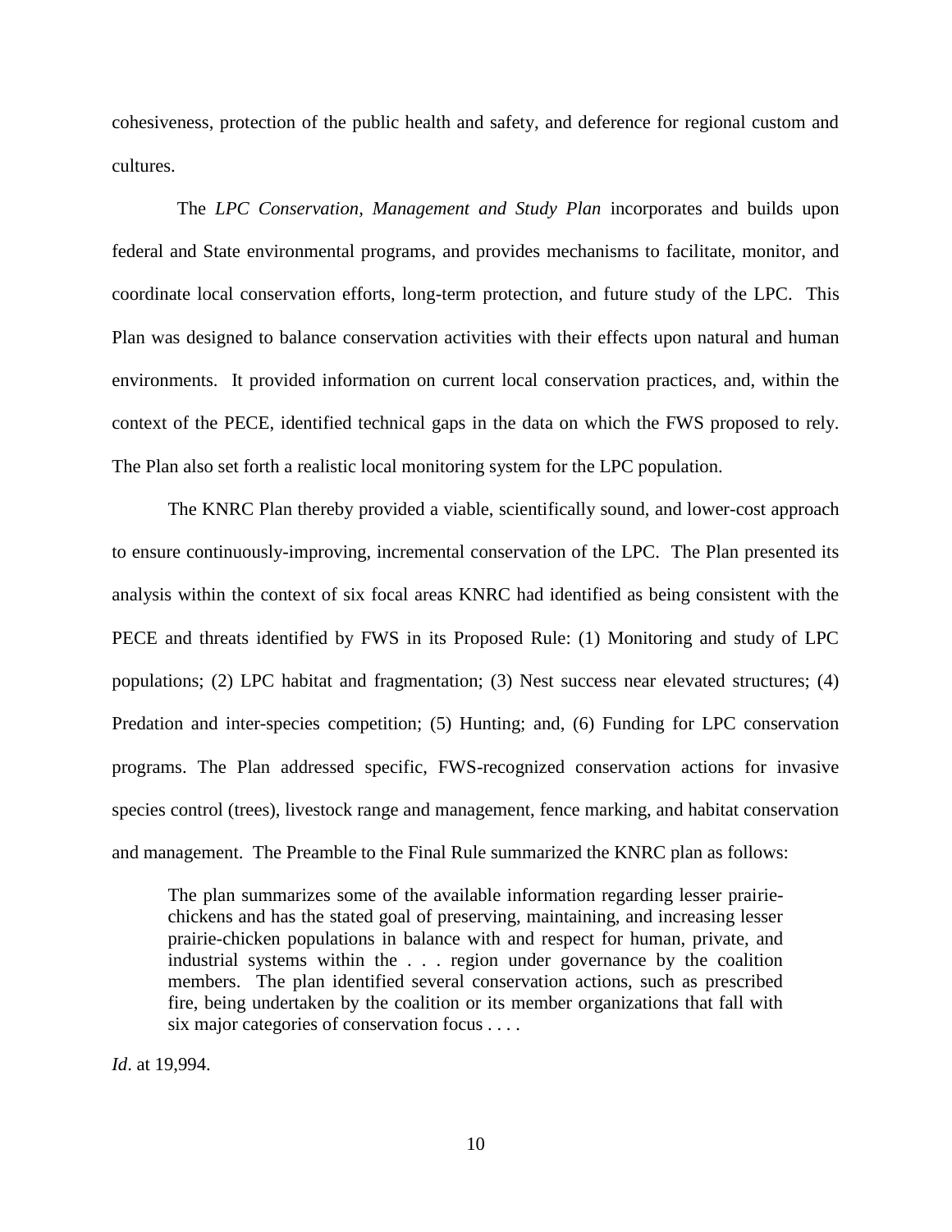cohesiveness, protection of the public health and safety, and deference for regional custom and cultures.

The *LPC Conservation, Management and Study Plan* incorporates and builds upon federal and State environmental programs, and provides mechanisms to facilitate, monitor, and coordinate local conservation efforts, long-term protection, and future study of the LPC. This Plan was designed to balance conservation activities with their effects upon natural and human environments. It provided information on current local conservation practices, and, within the context of the PECE, identified technical gaps in the data on which the FWS proposed to rely. The Plan also set forth a realistic local monitoring system for the LPC population.

The KNRC Plan thereby provided a viable, scientifically sound, and lower-cost approach to ensure continuously-improving, incremental conservation of the LPC. The Plan presented its analysis within the context of six focal areas KNRC had identified as being consistent with the PECE and threats identified by FWS in its Proposed Rule: (1) Monitoring and study of LPC populations; (2) LPC habitat and fragmentation; (3) Nest success near elevated structures; (4) Predation and inter-species competition; (5) Hunting; and, (6) Funding for LPC conservation programs. The Plan addressed specific, FWS-recognized conservation actions for invasive species control (trees), livestock range and management, fence marking, and habitat conservation and management. The Preamble to the Final Rule summarized the KNRC plan as follows:

> The plan summarizes some of the available information regarding lesser prairie-chickens and has the stated goal of preserving, maintaining, and increasing lesser prairie-chicken populations in balance with and respect for human, private, and industrial systems within the . . . region under governance by the coalition members. The plan identified several conservation actions, such as prescribed fire, being undertaken by the coalition or its member organizations that fall with six major categories of conservation focus . . . .

*Id*. at 19,994.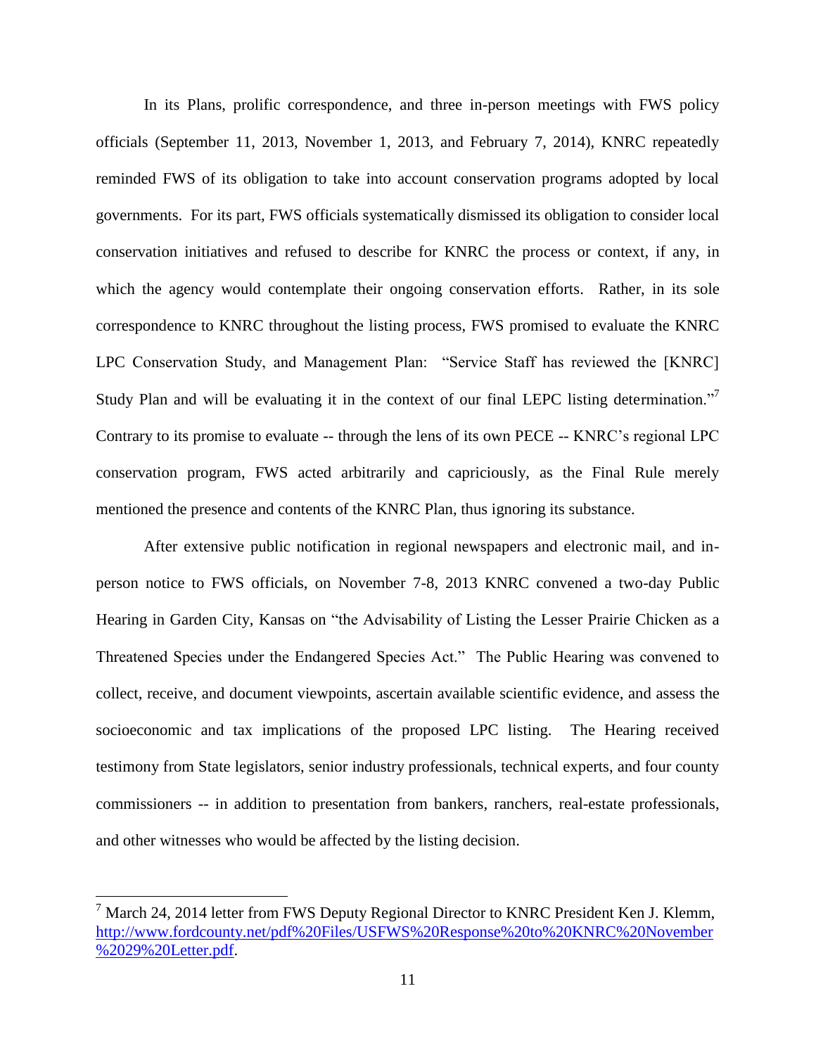In its Plans, prolific correspondence, and three in-person meetings with FWS policy officials (September 11, 2013, November 1, 2013, and February 7, 2014), KNRC repeatedly reminded FWS of its obligation to take into account conservation programs adopted by local governments. For its part, FWS officials systematically dismissed its obligation to consider local conservation initiatives and refused to describe for KNRC the process or context, if any, in which the agency would contemplate their ongoing conservation efforts. Rather, in its sole correspondence to KNRC throughout the listing process, FWS promised to evaluate the KNRC LPC Conservation Study, and Management Plan: "Service Staff has reviewed the [KNRC] Study Plan and will be evaluating it in the context of our final LEPC listing determination."[7] Contrary to its promise to evaluate -- through the lens of its own PECE -- KNRC's regional LPC conservation program, FWS acted arbitrarily and capriciously, as the Final Rule merely mentioned the presence and contents of the KNRC Plan, thus ignoring its substance.

After extensive public notification in regional newspapers and electronic mail, and in-person notice to FWS officials, on November 7-8, 2013 KNRC convened a two-day Public Hearing in Garden City, Kansas on "the Advisability of Listing the Lesser Prairie Chicken as a Threatened Species under the Endangered Species Act." The Public Hearing was convened to collect, receive, and document viewpoints, ascertain available scientific evidence, and assess the socioeconomic and tax implications of the proposed LPC listing. The Hearing received testimony from State legislators, senior industry professionals, technical experts, and four county commissioners -- in addition to presentation from bankers, ranchers, real-estate professionals, and other witnesses who would be affected by the listing decision.

---

[7] March 24, 2014 letter from FWS Deputy Regional Director to KNRC President Ken J. Klemm, http://www.fordcounty.net/pdf%20Files/USFWS%20Response%20to%20KNRC%20November%2029%20Letter.pdf.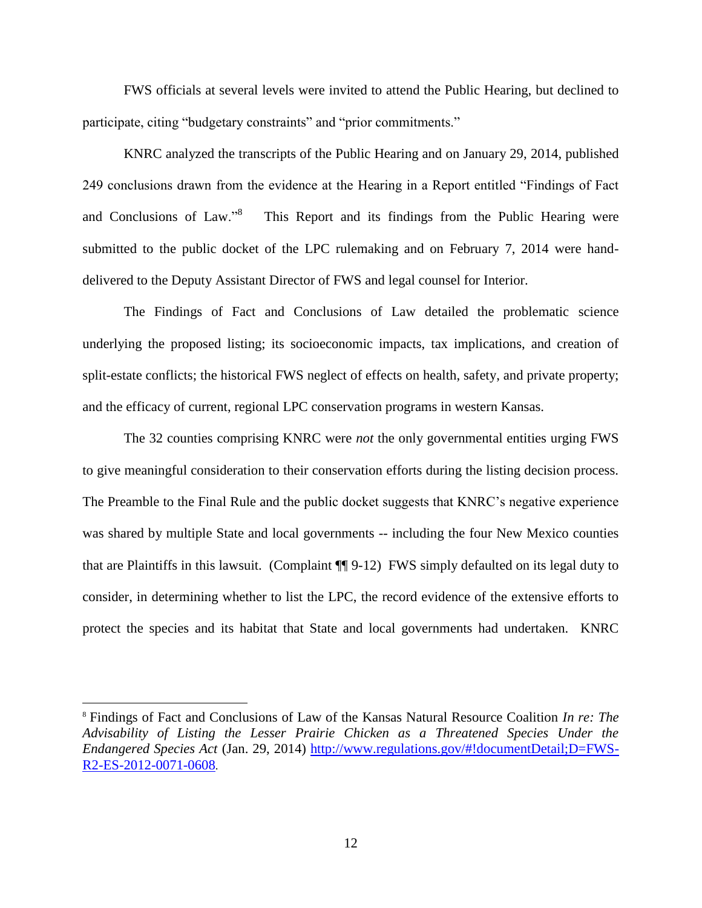FWS officials at several levels were invited to attend the Public Hearing, but declined to participate, citing "budgetary constraints" and "prior commitments."

KNRC analyzed the transcripts of the Public Hearing and on January 29, 2014, published 249 conclusions drawn from the evidence at the Hearing in a Report entitled "Findings of Fact and Conclusions of Law."[8] This Report and its findings from the Public Hearing were submitted to the public docket of the LPC rulemaking and on February 7, 2014 were hand-delivered to the Deputy Assistant Director of FWS and legal counsel for Interior.

The Findings of Fact and Conclusions of Law detailed the problematic science underlying the proposed listing; its socioeconomic impacts, tax implications, and creation of split-estate conflicts; the historical FWS neglect of effects on health, safety, and private property; and the efficacy of current, regional LPC conservation programs in western Kansas.

The 32 counties comprising KNRC were *not* the only governmental entities urging FWS to give meaningful consideration to their conservation efforts during the listing decision process. The Preamble to the Final Rule and the public docket suggests that KNRC's negative experience was shared by multiple State and local governments -- including the four New Mexico counties that are Plaintiffs in this lawsuit. (Complaint ¶¶ 9-12) FWS simply defaulted on its legal duty to consider, in determining whether to list the LPC, the record evidence of the extensive efforts to protect the species and its habitat that State and local governments had undertaken. KNRC

---

[8] Findings of Fact and Conclusions of Law of the Kansas Natural Resource Coalition *In re: The Advisability of Listing the Lesser Prairie Chicken as a Threatened Species Under the Endangered Species Act* (Jan. 29, 2014) [http://www.regulations.gov/#!documentDetail;D=FWS-R2-ES-2012-0071-0608](http://www.regulations.gov/#!documentDetail;D=FWS-R2-ES-2012-0071-0608).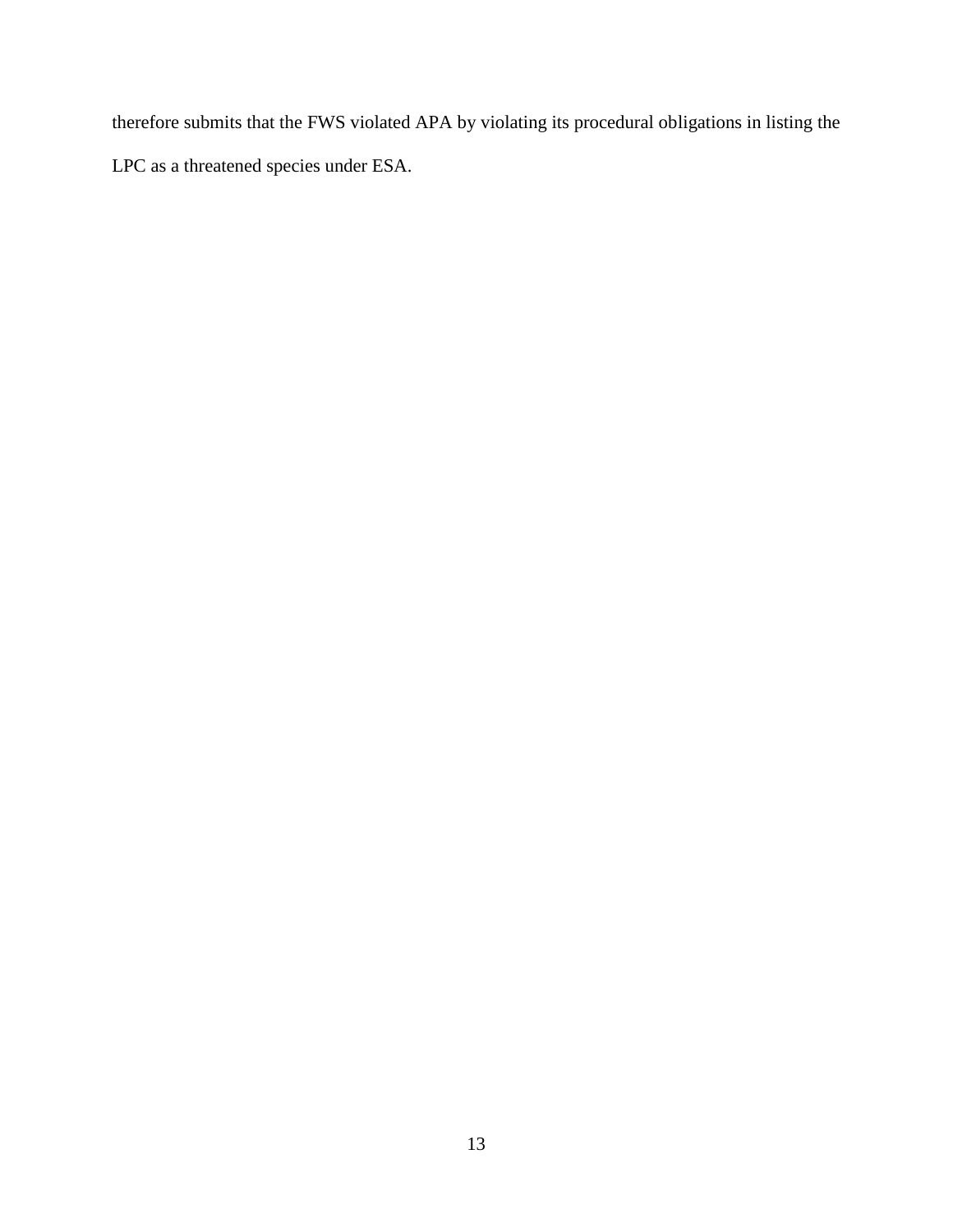therefore submits that the FWS violated APA by violating its procedural obligations in listing the LPC as a threatened species under ESA.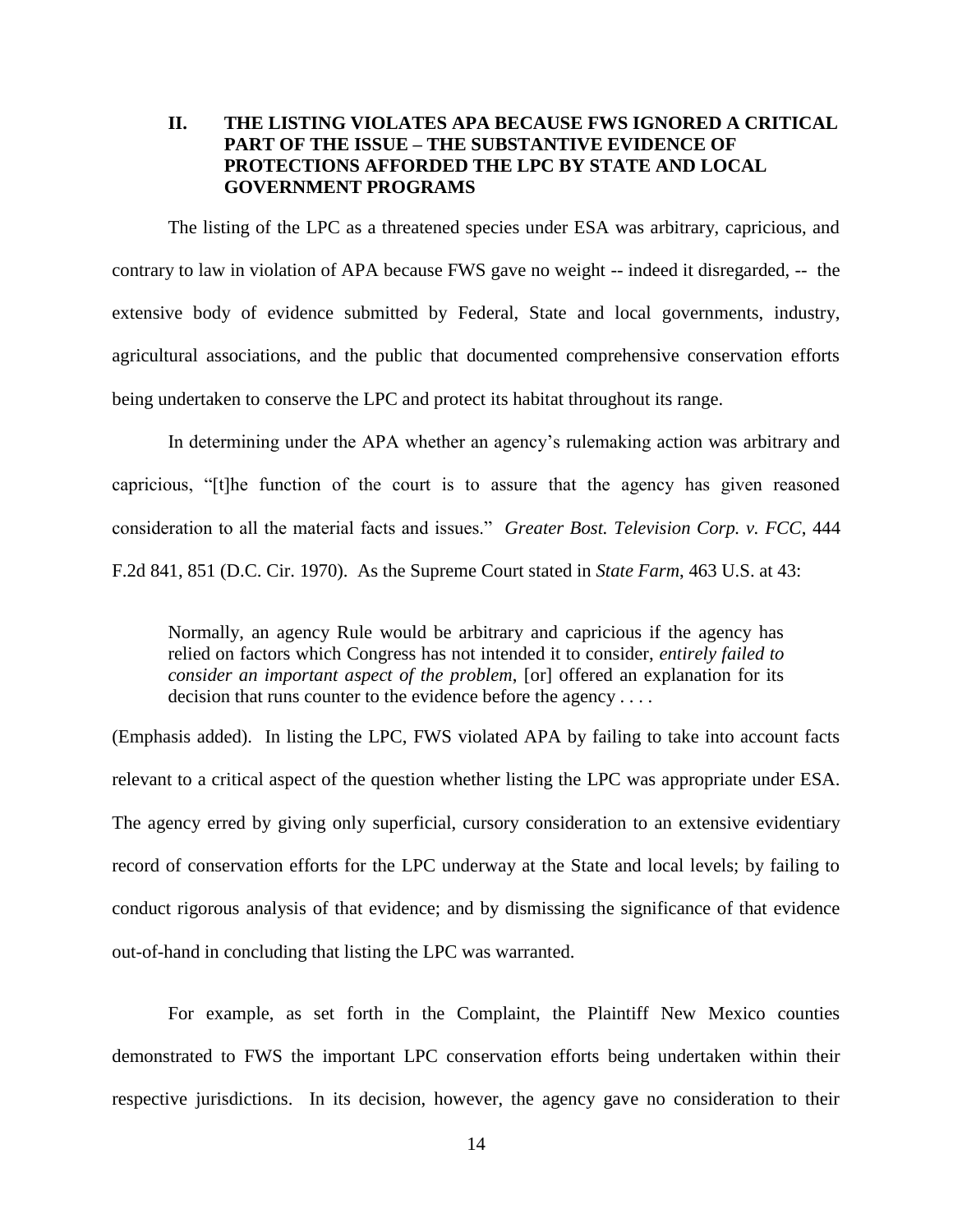## II. THE LISTING VIOLATES APA BECAUSE FWS IGNORED A CRITICAL PART OF THE ISSUE – THE SUBSTANTIVE EVIDENCE OF PROTECTIONS AFFORDED THE LPC BY STATE AND LOCAL GOVERNMENT PROGRAMS

The listing of the LPC as a threatened species under ESA was arbitrary, capricious, and contrary to law in violation of APA because FWS gave no weight -- indeed it disregarded, -- the extensive body of evidence submitted by Federal, State and local governments, industry, agricultural associations, and the public that documented comprehensive conservation efforts being undertaken to conserve the LPC and protect its habitat throughout its range.

In determining under the APA whether an agency's rulemaking action was arbitrary and capricious, "[t]he function of the court is to assure that the agency has given reasoned consideration to all the material facts and issues." *Greater Bost. Television Corp. v. FCC*, 444 F.2d 841, 851 (D.C. Cir. 1970). As the Supreme Court stated in *State Farm*, 463 U.S. at 43:

> Normally, an agency Rule would be arbitrary and capricious if the agency has relied on factors which Congress has not intended it to consider, *entirely failed to consider an important aspect of the problem*, [or] offered an explanation for its decision that runs counter to the evidence before the agency . . . .

(Emphasis added). In listing the LPC, FWS violated APA by failing to take into account facts relevant to a critical aspect of the question whether listing the LPC was appropriate under ESA. The agency erred by giving only superficial, cursory consideration to an extensive evidentiary record of conservation efforts for the LPC underway at the State and local levels; by failing to conduct rigorous analysis of that evidence; and by dismissing the significance of that evidence out-of-hand in concluding that listing the LPC was warranted.

For example, as set forth in the Complaint, the Plaintiff New Mexico counties demonstrated to FWS the important LPC conservation efforts being undertaken within their respective jurisdictions. In its decision, however, the agency gave no consideration to their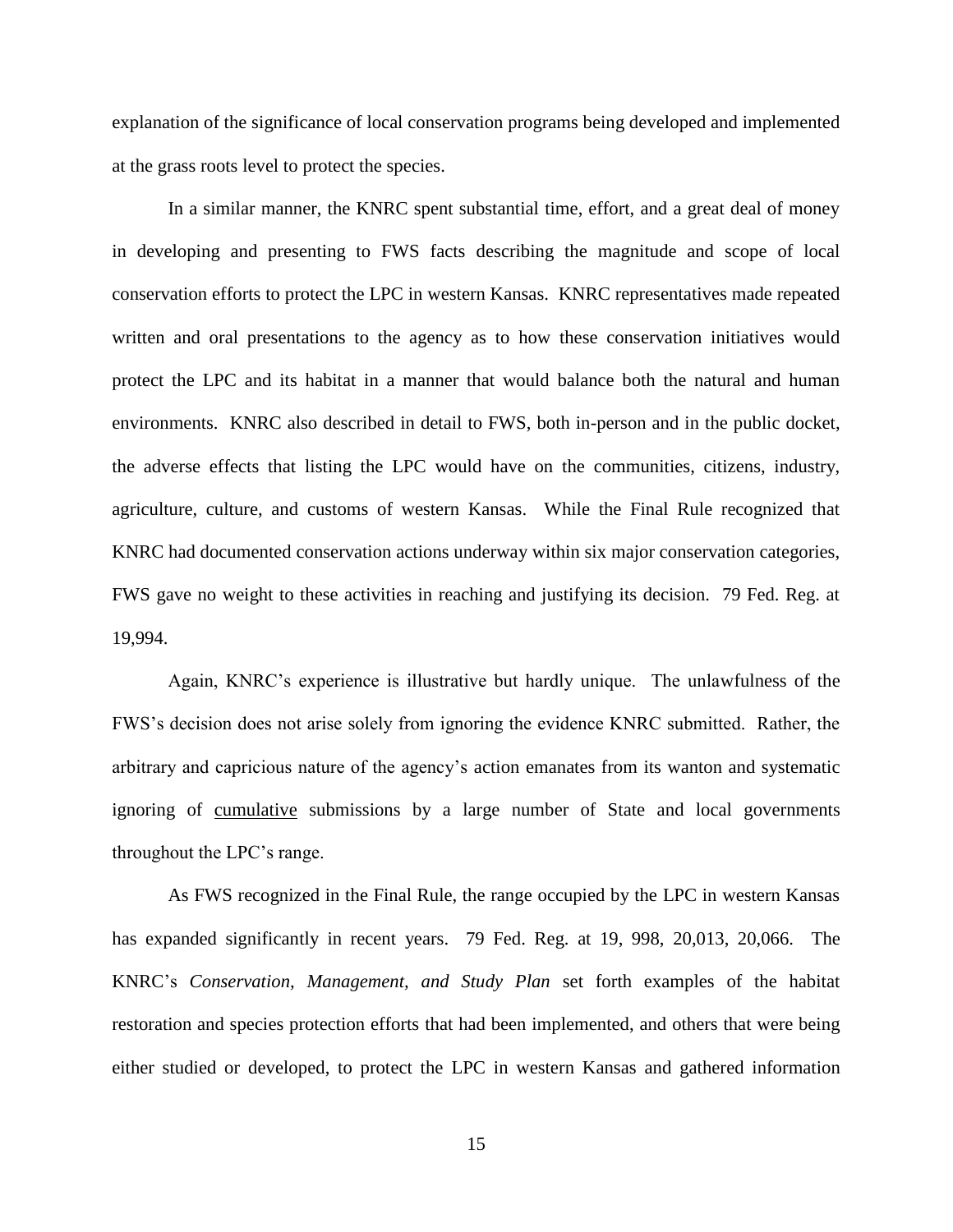explanation of the significance of local conservation programs being developed and implemented at the grass roots level to protect the species.

In a similar manner, the KNRC spent substantial time, effort, and a great deal of money in developing and presenting to FWS facts describing the magnitude and scope of local conservation efforts to protect the LPC in western Kansas. KNRC representatives made repeated written and oral presentations to the agency as to how these conservation initiatives would protect the LPC and its habitat in a manner that would balance both the natural and human environments. KNRC also described in detail to FWS, both in-person and in the public docket, the adverse effects that listing the LPC would have on the communities, citizens, industry, agriculture, culture, and customs of western Kansas. While the Final Rule recognized that KNRC had documented conservation actions underway within six major conservation categories, FWS gave no weight to these activities in reaching and justifying its decision. 79 Fed. Reg. at 19,994.

Again, KNRC's experience is illustrative but hardly unique. The unlawfulness of the FWS's decision does not arise solely from ignoring the evidence KNRC submitted. Rather, the arbitrary and capricious nature of the agency's action emanates from its wanton and systematic ignoring of <u>cumulative</u> submissions by a large number of State and local governments throughout the LPC's range.

As FWS recognized in the Final Rule, the range occupied by the LPC in western Kansas has expanded significantly in recent years. 79 Fed. Reg. at 19, 998, 20,013, 20,066. The KNRC's *Conservation, Management, and Study Plan* set forth examples of the habitat restoration and species protection efforts that had been implemented, and others that were being either studied or developed, to protect the LPC in western Kansas and gathered information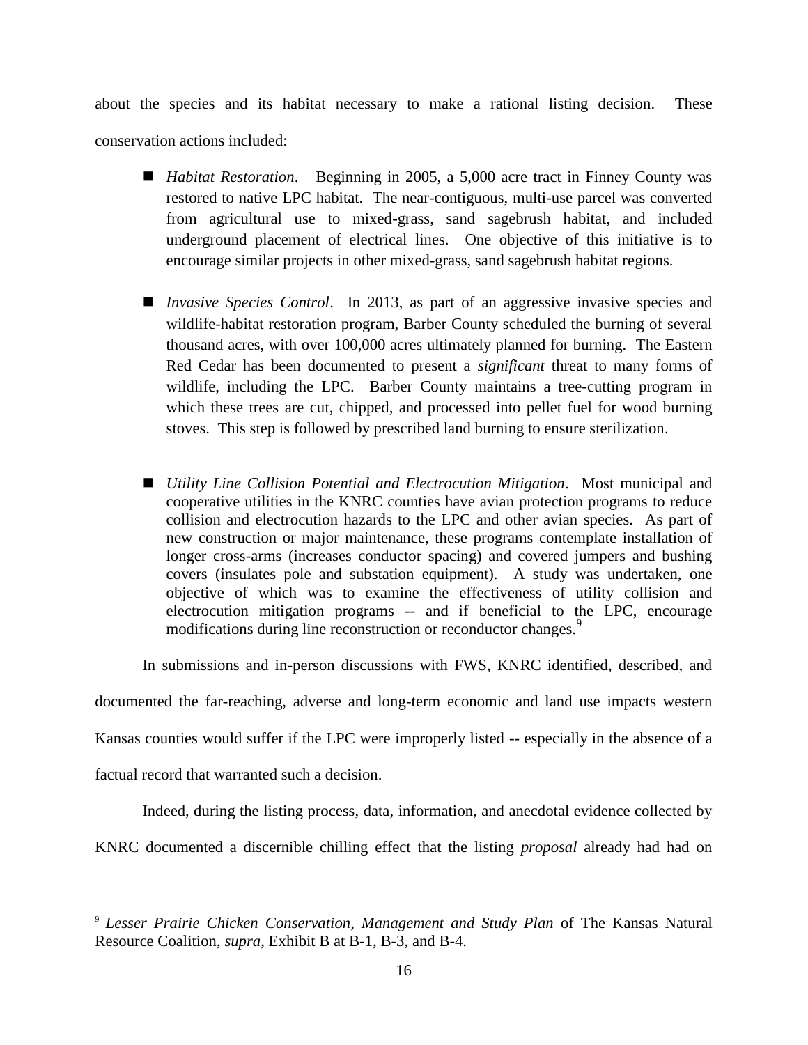about the species and its habitat necessary to make a rational listing decision. These conservation actions included:

- *Habitat Restoration*. Beginning in 2005, a 5,000 acre tract in Finney County was restored to native LPC habitat. The near-contiguous, multi-use parcel was converted from agricultural use to mixed-grass, sand sagebrush habitat, and included underground placement of electrical lines. One objective of this initiative is to encourage similar projects in other mixed-grass, sand sagebrush habitat regions.

- *Invasive Species Control*. In 2013, as part of an aggressive invasive species and wildlife-habitat restoration program, Barber County scheduled the burning of several thousand acres, with over 100,000 acres ultimately planned for burning. The Eastern Red Cedar has been documented to present a *significant* threat to many forms of wildlife, including the LPC. Barber County maintains a tree-cutting program in which these trees are cut, chipped, and processed into pellet fuel for wood burning stoves. This step is followed by prescribed land burning to ensure sterilization.

- *Utility Line Collision Potential and Electrocution Mitigation*. Most municipal and cooperative utilities in the KNRC counties have avian protection programs to reduce collision and electrocution hazards to the LPC and other avian species. As part of new construction or major maintenance, these programs contemplate installation of longer cross-arms (increases conductor spacing) and covered jumpers and bushing covers (insulates pole and substation equipment). A study was undertaken, one objective of which was to examine the effectiveness of utility collision and electrocution mitigation programs -- and if beneficial to the LPC, encourage modifications during line reconstruction or reconductor changes.[9]

In submissions and in-person discussions with FWS, KNRC identified, described, and documented the far-reaching, adverse and long-term economic and land use impacts western Kansas counties would suffer if the LPC were improperly listed -- especially in the absence of a factual record that warranted such a decision.

Indeed, during the listing process, data, information, and anecdotal evidence collected by KNRC documented a discernible chilling effect that the listing *proposal* already had had on

---

[9] *Lesser Prairie Chicken Conservation, Management and Study Plan* of The Kansas Natural Resource Coalition, *supra*, Exhibit B at B-1, B-3, and B-4.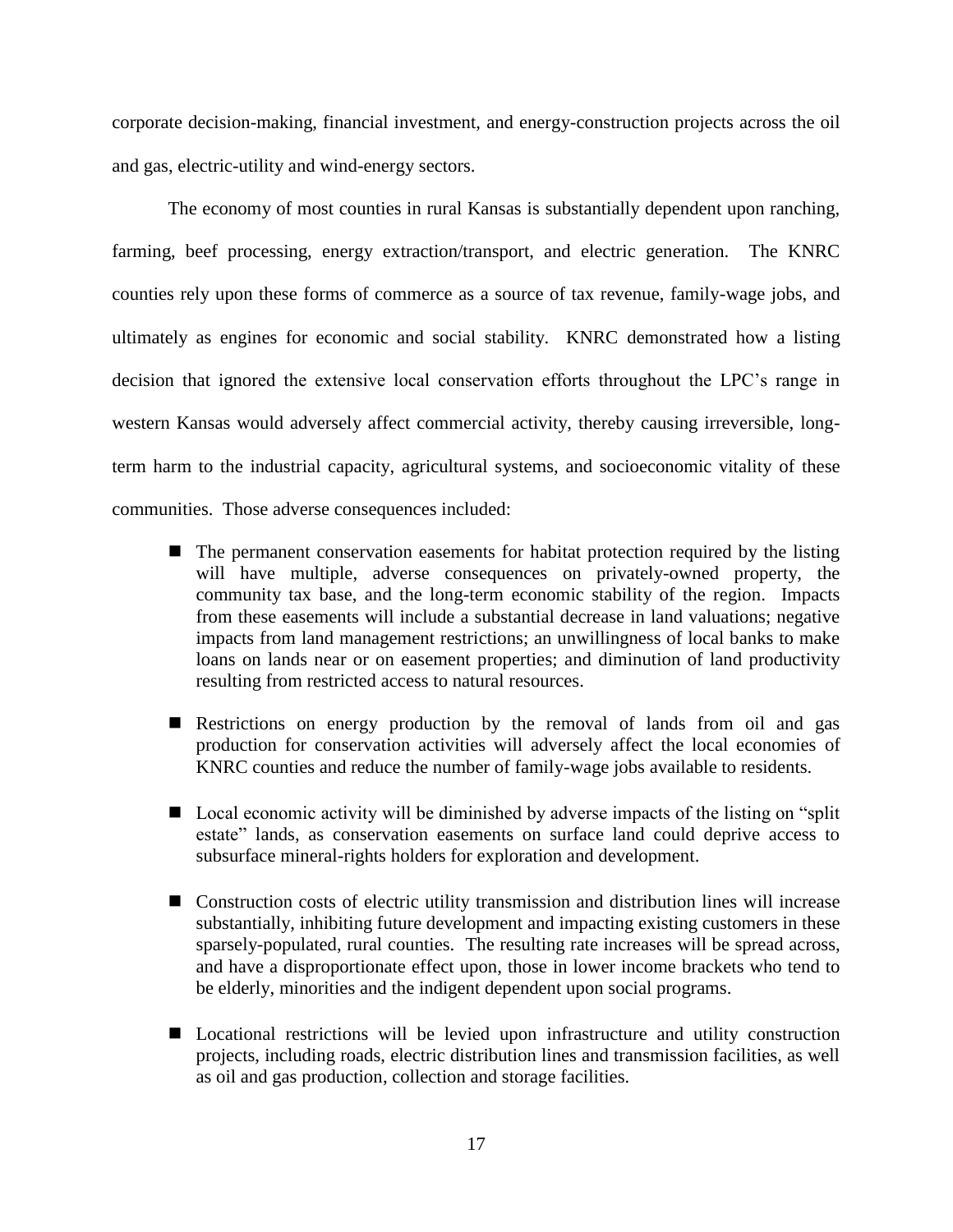corporate decision-making, financial investment, and energy-construction projects across the oil and gas, electric-utility and wind-energy sectors.

The economy of most counties in rural Kansas is substantially dependent upon ranching, farming, beef processing, energy extraction/transport, and electric generation. The KNRC counties rely upon these forms of commerce as a source of tax revenue, family-wage jobs, and ultimately as engines for economic and social stability. KNRC demonstrated how a listing decision that ignored the extensive local conservation efforts throughout the LPC's range in western Kansas would adversely affect commercial activity, thereby causing irreversible, long-term harm to the industrial capacity, agricultural systems, and socioeconomic vitality of these communities. Those adverse consequences included:

- The permanent conservation easements for habitat protection required by the listing will have multiple, adverse consequences on privately-owned property, the community tax base, and the long-term economic stability of the region. Impacts from these easements will include a substantial decrease in land valuations; negative impacts from land management restrictions; an unwillingness of local banks to make loans on lands near or on easement properties; and diminution of land productivity resulting from restricted access to natural resources.

- Restrictions on energy production by the removal of lands from oil and gas production for conservation activities will adversely affect the local economies of KNRC counties and reduce the number of family-wage jobs available to residents.

- Local economic activity will be diminished by adverse impacts of the listing on "split estate" lands, as conservation easements on surface land could deprive access to subsurface mineral-rights holders for exploration and development.

- Construction costs of electric utility transmission and distribution lines will increase substantially, inhibiting future development and impacting existing customers in these sparsely-populated, rural counties. The resulting rate increases will be spread across, and have a disproportionate effect upon, those in lower income brackets who tend to be elderly, minorities and the indigent dependent upon social programs.

- Locational restrictions will be levied upon infrastructure and utility construction projects, including roads, electric distribution lines and transmission facilities, as well as oil and gas production, collection and storage facilities.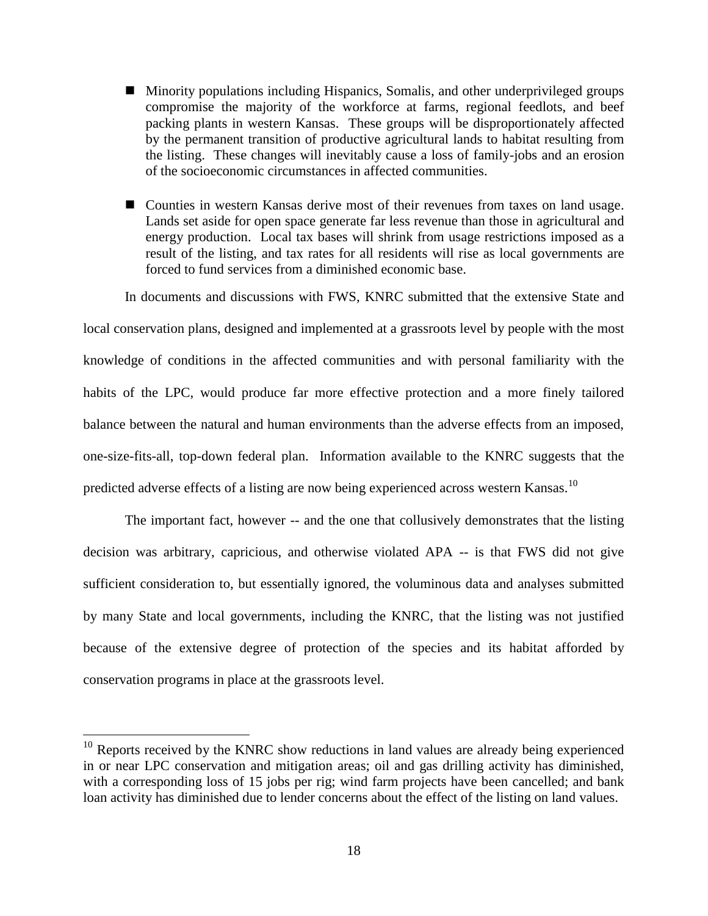- Minority populations including Hispanics, Somalis, and other underprivileged groups compromise the majority of the workforce at farms, regional feedlots, and beef packing plants in western Kansas. These groups will be disproportionately affected by the permanent transition of productive agricultural lands to habitat resulting from the listing. These changes will inevitably cause a loss of family-jobs and an erosion of the socioeconomic circumstances in affected communities.

- Counties in western Kansas derive most of their revenues from taxes on land usage. Lands set aside for open space generate far less revenue than those in agricultural and energy production. Local tax bases will shrink from usage restrictions imposed as a result of the listing, and tax rates for all residents will rise as local governments are forced to fund services from a diminished economic base.

In documents and discussions with FWS, KNRC submitted that the extensive State and local conservation plans, designed and implemented at a grassroots level by people with the most knowledge of conditions in the affected communities and with personal familiarity with the habits of the LPC, would produce far more effective protection and a more finely tailored balance between the natural and human environments than the adverse effects from an imposed, one-size-fits-all, top-down federal plan. Information available to the KNRC suggests that the predicted adverse effects of a listing are now being experienced across western Kansas.[10]

The important fact, however -- and the one that collusively demonstrates that the listing decision was arbitrary, capricious, and otherwise violated APA -- is that FWS did not give sufficient consideration to, but essentially ignored, the voluminous data and analyses submitted by many State and local governments, including the KNRC, that the listing was not justified because of the extensive degree of protection of the species and its habitat afforded by conservation programs in place at the grassroots level.

---

[10] Reports received by the KNRC show reductions in land values are already being experienced in or near LPC conservation and mitigation areas; oil and gas drilling activity has diminished, with a corresponding loss of 15 jobs per rig; wind farm projects have been cancelled; and bank loan activity has diminished due to lender concerns about the effect of the listing on land values.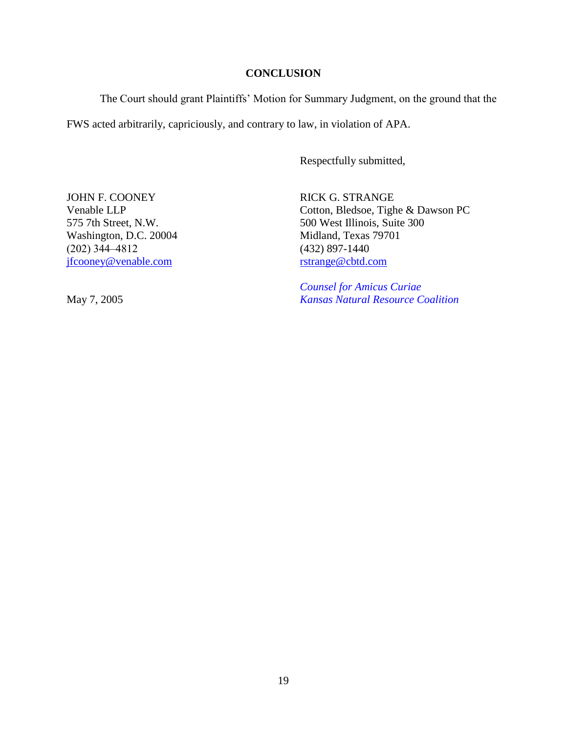## CONCLUSION

The Court should grant Plaintiffs' Motion for Summary Judgment, on the ground that the FWS acted arbitrarily, capriciously, and contrary to law, in violation of APA.

Respectfully submitted,

JOHN F. COONEY
Venable LLP
575 7th Street, N.W.
Washington, D.C. 20004
(202) 344–4812
jfcooney@venable.com

RICK G. STRANGE
Cotton, Bledsoe, Tighe & Dawson PC
500 West Illinois, Suite 300
Midland, Texas 79701
(432) 897-1440
rstrange@cbtd.com

*Counsel for Amicus Curiae*
*Kansas Natural Resource Coalition*

May 7, 2005